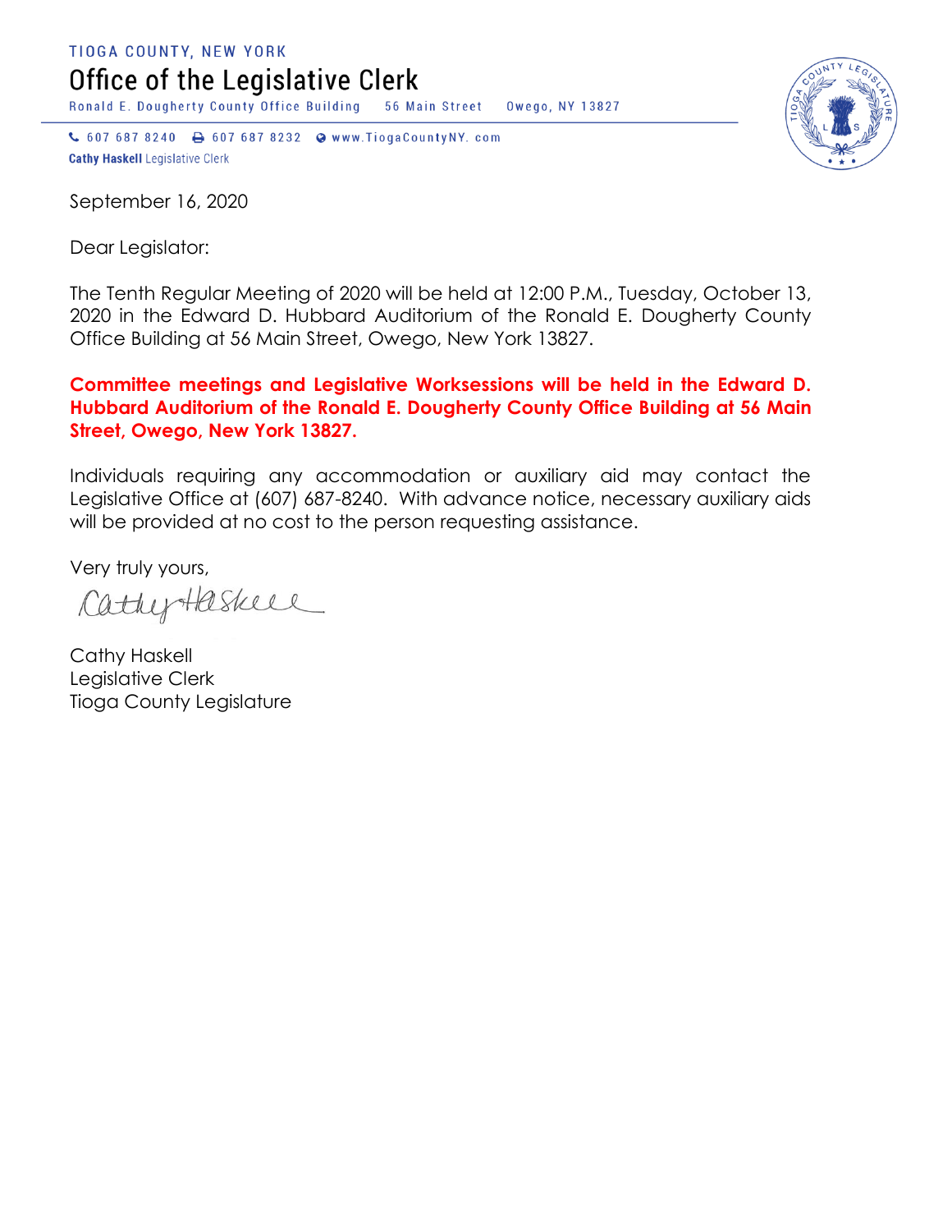TIOGA COUNTY, NEW YORK

# Office of the Legislative Clerk

Ronald E. Dougherty County Office Building 56 Main Street Owego, NY 13827

607 687 8240 607 687 8232 www.TiogaCountyNY.com

**Cathy Haskell** Legislative Clerk

September 16, 2020

Dear Legislator:

The Tenth Regular Meeting of 2020 will be held at 12:00 P.M., Tuesday, October 13, 2020 in the Edward D. Hubbard Auditorium of the Ronald E. Dougherty County Office Building at 56 Main Street, Owego, New York 13827.

**Committee meetings and Legislative Worksessions will be held in the Edward D. Hubbard Auditorium of the Ronald E. Dougherty County Office Building at 56 Main Street, Owego, New York 13827.**

Individuals requiring any accommodation or auxiliary aid may contact the Legislative Office at (607) 687-8240. With advance notice, necessary auxiliary aids will be provided at no cost to the person requesting assistance.

Very truly yours,

Cathy Haskell

Cathy Haskell
Legislative Clerk
Tioga County Legislature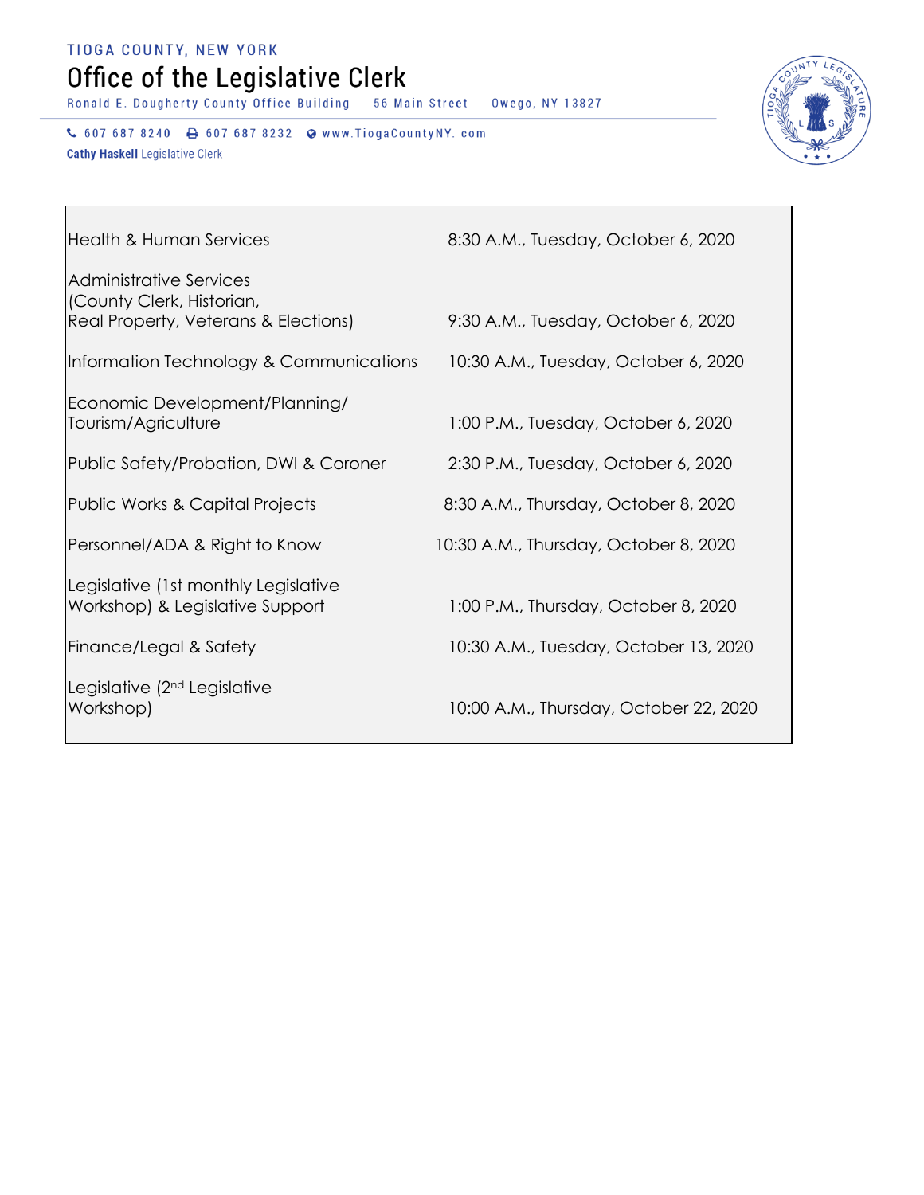TIOGA COUNTY, NEW YORK

# Office of the Legislative Clerk

Ronald E. Dougherty County Office Building 56 Main Street Owego, NY 13827

607 687 8240 607 687 8232 www.TiogaCountyNY. com

**Cathy Haskell** Legislative Clerk

| | |
|---|---|
| Health & Human Services | 8:30 A.M., Tuesday, October 6, 2020 |
| Administrative Services (County Clerk, Historian, Real Property, Veterans & Elections) | 9:30 A.M., Tuesday, October 6, 2020 |
| Information Technology & Communications | 10:30 A.M., Tuesday, October 6, 2020 |
| Economic Development/Planning/ Tourism/Agriculture | 1:00 P.M., Tuesday, October 6, 2020 |
| Public Safety/Probation, DWI & Coroner | 2:30 P.M., Tuesday, October 6, 2020 |
| Public Works & Capital Projects | 8:30 A.M., Thursday, October 8, 2020 |
| Personnel/ADA & Right to Know | 10:30 A.M., Thursday, October 8, 2020 |
| Legislative (1st monthly Legislative Workshop) & Legislative Support | 1:00 P.M., Thursday, October 8, 2020 |
| Finance/Legal & Safety | 10:30 A.M., Tuesday, October 13, 2020 |
| Legislative (2nd Legislative Workshop) | 10:00 A.M., Thursday, October 22, 2020 |